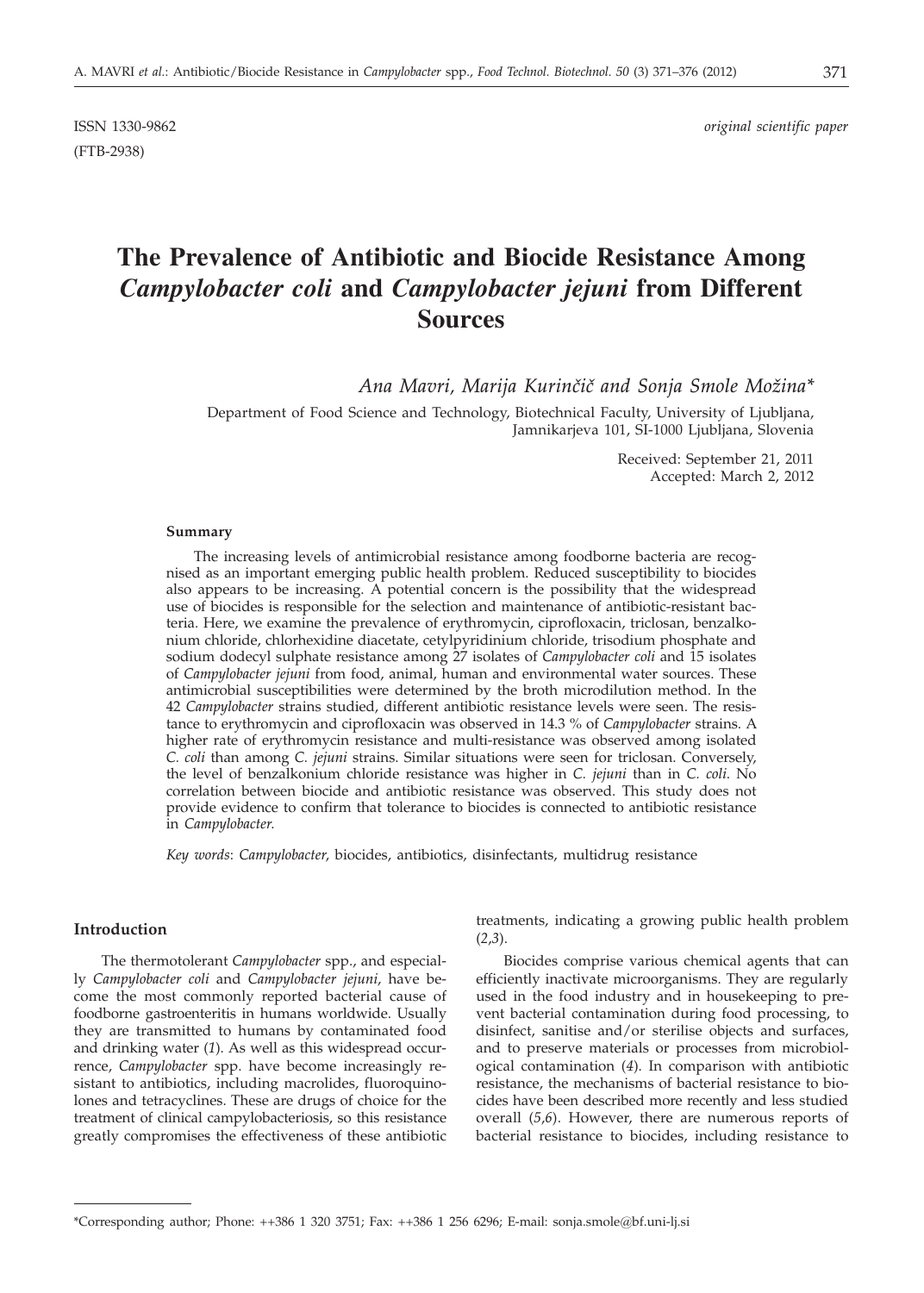ISSN 1330-9862 *original scientific paper*
(FTB-2938)

# The Prevalence of Antibiotic and Biocide Resistance Among *Campylobacter coli* and *Campylobacter jejuni* from Different Sources

*Ana Mavri, Marija Kurinčič and Sonja Smole Možina\**

Department of Food Science and Technology, Biotechnical Faculty, University of Ljubljana, Jamnikarjeva 101, SI-1000 Ljubljana, Slovenia

Received: September 21, 2011
Accepted: March 2, 2012

### Summary

The increasing levels of antimicrobial resistance among foodborne bacteria are recognised as an important emerging public health problem. Reduced susceptibility to biocides also appears to be increasing. A potential concern is the possibility that the widespread use of biocides is responsible for the selection and maintenance of antibiotic-resistant bacteria. Here, we examine the prevalence of erythromycin, ciprofloxacin, triclosan, benzalkonium chloride, chlorhexidine diacetate, cetylpyridinium chloride, trisodium phosphate and sodium dodecyl sulphate resistance among 27 isolates of *Campylobacter coli* and 15 isolates of *Campylobacter jejuni* from food, animal, human and environmental water sources. These antimicrobial susceptibilities were determined by the broth microdilution method. In the 42 *Campylobacter* strains studied, different antibiotic resistance levels were seen. The resistance to erythromycin and ciprofloxacin was observed in 14.3 % of *Campylobacter* strains. A higher rate of erythromycin resistance and multi-resistance was observed among isolated *C. coli* than among *C. jejuni* strains. Similar situations were seen for triclosan. Conversely, the level of benzalkonium chloride resistance was higher in *C. jejuni* than in *C. coli.* No correlation between biocide and antibiotic resistance was observed. This study does not provide evidence to confirm that tolerance to biocides is connected to antibiotic resistance in *Campylobacter.*

*Key words*: *Campylobacter*, biocides, antibiotics, disinfectants, multidrug resistance

## Introduction

The thermotolerant *Campylobacter* spp., and especially *Campylobacter coli* and *Campylobacter jejuni*, have become the most commonly reported bacterial cause of foodborne gastroenteritis in humans worldwide. Usually they are transmitted to humans by contaminated food and drinking water (*1*). As well as this widespread occurrence, *Campylobacter* spp. have become increasingly resistant to antibiotics, including macrolides, fluoroquinolones and tetracyclines. These are drugs of choice for the treatment of clinical campylobacteriosis, so this resistance greatly compromises the effectiveness of these antibiotic treatments, indicating a growing public health problem (*2*,*3*).

Biocides comprise various chemical agents that can efficiently inactivate microorganisms. They are regularly used in the food industry and in housekeeping to prevent bacterial contamination during food processing, to disinfect, sanitise and/or sterilise objects and surfaces, and to preserve materials or processes from microbiological contamination (*4*). In comparison with antibiotic resistance, the mechanisms of bacterial resistance to biocides have been described more recently and less studied overall (*5*,*6*). However, there are numerous reports of bacterial resistance to biocides, including resistance to

\*Corresponding author; Phone: ++386 1 320 3751; Fax: ++386 1 256 6296; E-mail: sonja.smole@bf.uni-lj.si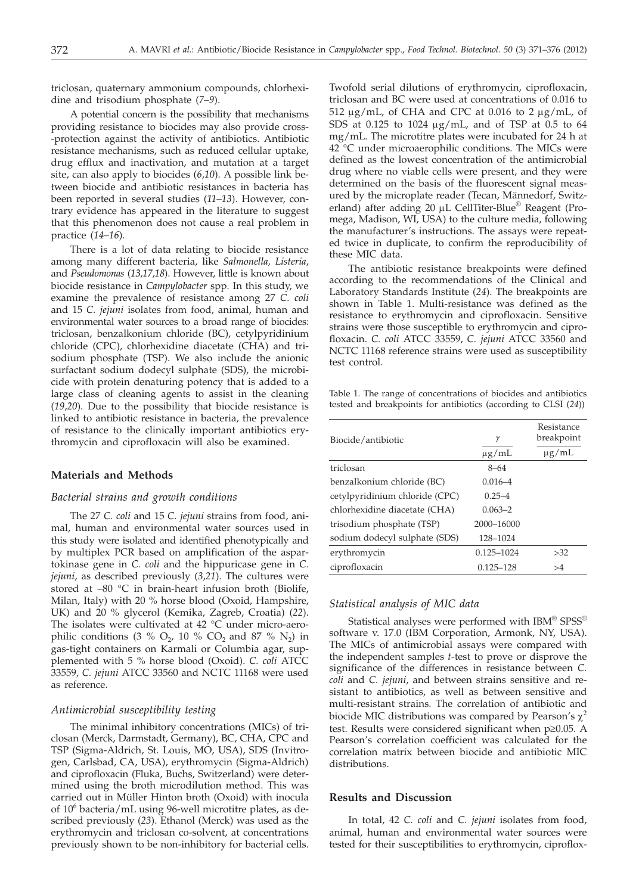triclosan, quaternary ammonium compounds, chlorhexidine and trisodium phosphate (*7–9*).

A potential concern is the possibility that mechanisms providing resistance to biocides may also provide cross-protection against the activity of antibiotics. Antibiotic resistance mechanisms, such as reduced cellular uptake, drug efflux and inactivation, and mutation at a target site, can also apply to biocides (*6,10*). A possible link between biocide and antibiotic resistances in bacteria has been reported in several studies (*11–13*). However, contrary evidence has appeared in the literature to suggest that this phenomenon does not cause a real problem in practice (*14–16*).

There is a lot of data relating to biocide resistance among many different bacteria, like *Salmonella*, *Listeria*, and *Pseudomonas* (*13,17,18*). However, little is known about biocide resistance in *Campylobacter* spp. In this study, we examine the prevalence of resistance among 27 *C. coli* and 15 *C. jejuni* isolates from food, animal, human and environmental water sources to a broad range of biocides: triclosan, benzalkonium chloride (BC), cetylpyridinium chloride (CPC), chlorhexidine diacetate (CHA) and trisodium phosphate (TSP). We also include the anionic surfactant sodium dodecyl sulphate (SDS), the microbicide with protein denaturing potency that is added to a large class of cleaning agents to assist in the cleaning (*19,20*). Due to the possibility that biocide resistance is linked to antibiotic resistance in bacteria, the prevalence of resistance to the clinically important antibiotics erythromycin and ciprofloxacin will also be examined.

## Materials and Methods

### Bacterial strains and growth conditions

The 27 *C. coli* and 15 *C. jejuni* strains from food, animal, human and environmental water sources used in this study were isolated and identified phenotypically and by multiplex PCR based on amplification of the aspartokinase gene in *C. coli* and the hippuricase gene in *C. jejuni*, as described previously (*3,21*). The cultures were stored at –80 °C in brain-heart infusion broth (Biolife, Milan, Italy) with 20 % horse blood (Oxoid, Hampshire, UK) and 20 % glycerol (Kemika, Zagreb, Croatia) (*22*). The isolates were cultivated at 42 °C under microaerophilic conditions (3 % $O_2$, 10 % $CO_2$ and 87 % $N_2$) in gas-tight containers on Karmali or Columbia agar, supplemented with 5 % horse blood (Oxoid). *C. coli* ATCC 33559, *C. jejuni* ATCC 33560 and NCTC 11168 were used as reference.

### Antimicrobial susceptibility testing

The minimal inhibitory concentrations (MICs) of triclosan (Merck, Darmstadt, Germany), BC, CHA, CPC and TSP (Sigma-Aldrich, St. Louis, MO, USA), SDS (Invitrogen, Carlsbad, CA, USA), erythromycin (Sigma-Aldrich) and ciprofloxacin (Fluka, Buchs, Switzerland) were determined using the broth microdilution method. This was carried out in Müller Hinton broth (Oxoid) with inocula of $10^6$ bacteria/mL using 96-well microtitre plates, as described previously (*23*). Ethanol (Merck) was used as the erythromycin and triclosan co-solvent, at concentrations previously shown to be non-inhibitory for bacterial cells. Twofold serial dilutions of erythromycin, ciprofloxacin, triclosan and BC were used at concentrations of 0.016 to 512 μg/mL, of CHA and CPC at 0.016 to 2 μg/mL, of SDS at 0.125 to 1024 μg/mL, and of TSP at 0.5 to 64 mg/mL. The microtitre plates were incubated for 24 h at 42 °C under microaerophilic conditions. The MICs were defined as the lowest concentration of the antimicrobial drug where no viable cells were present, and they were determined on the basis of the fluorescent signal measured by the microplate reader (Tecan, Männedorf, Switzerland) after adding 20 μL CellTiter-Blue® Reagent (Promega, Madison, WI, USA) to the culture media, following the manufacturer's instructions. The assays were repeated twice in duplicate, to confirm the reproducibility of these MIC data.

The antibiotic resistance breakpoints were defined according to the recommendations of the Clinical and Laboratory Standards Institute (*24*). The breakpoints are shown in Table 1. Multi-resistance was defined as the resistance to erythromycin and ciprofloxacin. Sensitive strains were those susceptible to erythromycin and ciprofloxacin. *C. coli* ATCC 33559, *C. jejuni* ATCC 33560 and NCTC 11168 reference strains were used as susceptibility test control.

Table 1. The range of concentrations of biocides and antibiotics tested and breakpoints for antibiotics (according to CLSI (*24*))

| Biocide/antibiotic | $\gamma$ | Resistance breakpoint |
|---|---|---|
| | μg/mL | μg/mL |
| triclosan | 8–64 | |
| benzalkonium chloride (BC) | 0.016–4 | |
| cetylpyridinium chloride (CPC) | 0.25–4 | |
| chlorhexidine diacetate (CHA) | 0.063–2 | |
| trisodium phosphate (TSP) | 2000–16000 | |
| sodium dodecyl sulphate (SDS) | 128–1024 | |
| erythromycin | 0.125–1024 | >32 |
| ciprofloxacin | 0.125–128 | >4 |

### Statistical analysis of MIC data

Statistical analyses were performed with IBM® SPSS® software v. 17.0 (IBM Corporation, Armonk, NY, USA). The MICs of antimicrobial assays were compared with the independent samples *t*-test to prove or disprove the significance of the differences in resistance between *C. coli* and *C. jejuni*, and between strains sensitive and resistant to antibiotics, as well as between sensitive and multi-resistant strains. The correlation of antibiotic and biocide MIC distributions was compared by Pearson's $\chi^2$ test. Results were considered significant when $p \geq 0.05$. A Pearson's correlation coefficient was calculated for the correlation matrix between biocide and antibiotic MIC distributions.

## Results and Discussion

In total, 42 *C. coli* and *C. jejuni* isolates from food, animal, human and environmental water sources were tested for their susceptibilities to erythromycin, ciproflox-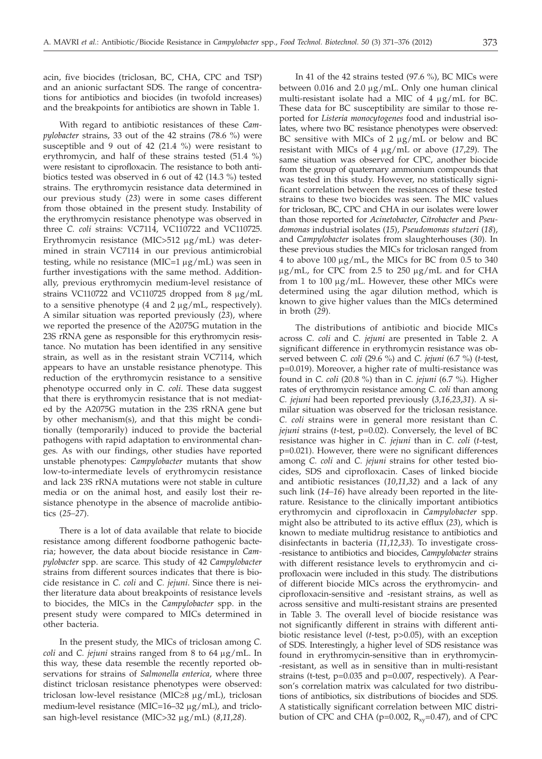acin, five biocides (triclosan, BC, CHA, CPC and TSP) and an anionic surfactant SDS. The range of concentrations for antibiotics and biocides (in twofold increases) and the breakpoints for antibiotics are shown in Table 1.

With regard to antibiotic resistances of these *Campylobacter* strains, 33 out of the 42 strains (78.6 %) were susceptible and 9 out of 42 (21.4 %) were resistant to erythromycin, and half of these strains tested (51.4 %) were resistant to ciprofloxacin. The resistance to both antibiotics tested was observed in 6 out of 42 (14.3 %) tested strains. The erythromycin resistance data determined in our previous study (*23*) were in some cases different from those obtained in the present study. Instability of the erythromycin resistance phenotype was observed in three *C. coli* strains: VC7114, VC110722 and VC110725. Erythromycin resistance (MIC>512 μg/mL) was determined in strain VC7114 in our previous antimicrobial testing, while no resistance (MIC=1 μg/mL) was seen in further investigations with the same method. Additionally, previous erythromycin medium-level resistance of strains VC110722 and VC110725 dropped from 8 μg/mL to a sensitive phenotype (4 and 2 μg/mL, respectively). A similar situation was reported previously (*23*), where we reported the presence of the A2075G mutation in the 23S rRNA gene as responsible for this erythromycin resistance. No mutation has been identified in any sensitive strain, as well as in the resistant strain VC7114, which appears to have an unstable resistance phenotype. This reduction of the erythromycin resistance to a sensitive phenotype occurred only in *C. coli.* These data suggest that there is erythromycin resistance that is not mediated by the A2075G mutation in the 23S rRNA gene but by other mechanism(s), and that this might be conditionally (temporarily) induced to provide the bacterial pathogens with rapid adaptation to environmental changes. As with our findings, other studies have reported unstable phenotypes: *Campylobacter* mutants that show low-to-intermediate levels of erythromycin resistance and lack 23S rRNA mutations were not stable in culture media or on the animal host, and easily lost their resistance phenotype in the absence of macrolide antibiotics (*25–27*).

There is a lot of data available that relate to biocide resistance among different foodborne pathogenic bacteria; however, the data about biocide resistance in *Campylobacter* spp. are scarce. This study of 42 *Campylobacter* strains from different sources indicates that there is biocide resistance in *C. coli* and *C. jejuni*. Since there is neither literature data about breakpoints of resistance levels to biocides, the MICs in the *Campylobacter* spp. in the present study were compared to MICs determined in other bacteria.

In the present study, the MICs of triclosan among *C. coli* and *C. jejuni* strains ranged from 8 to 64 μg/mL. In this way, these data resemble the recently reported observations for strains of *Salmonella enterica*, where three distinct triclosan resistance phenotypes were observed: triclosan low-level resistance (MIC≥8 μg/mL), triclosan medium-level resistance (MIC=16–32 μg/mL), and triclosan high-level resistance (MIC>32 μg/mL) (*8,11,28*).

In 41 of the 42 strains tested (97.6 %), BC MICs were between 0.016 and 2.0 μg/mL. Only one human clinical multi-resistant isolate had a MIC of 4 μg/mL for BC. These data for BC susceptibility are similar to those reported for *Listeria monocytogenes* food and industrial isolates, where two BC resistance phenotypes were observed: BC sensitive with MICs of 2 μg/mL or below and BC resistant with MICs of 4 μg/mL or above (*17,29*). The same situation was observed for CPC, another biocide from the group of quaternary ammonium compounds that was tested in this study. However, no statistically significant correlation between the resistances of these tested strains to these two biocides was seen. The MIC values for triclosan, BC, CPC and CHA in our isolates were lower than those reported for *Acinetobacter*, *Citrobacter* and *Pseudomonas* industrial isolates (*15*), *Pseudomonas stutzeri* (*18*), and *Campylobacter* isolates from slaughterhouses (*30*). In these previous studies the MICs for triclosan ranged from 4 to above 100 μg/mL, the MICs for BC from 0.5 to 340 μg/mL, for CPC from 2.5 to 250 μg/mL and for CHA from 1 to 100 μg/mL. However, these other MICs were determined using the agar dilution method, which is known to give higher values than the MICs determined in broth (*29*).

The distributions of antibiotic and biocide MICs across *C. coli* and *C. jejuni* are presented in Table 2. A significant difference in erythromycin resistance was observed between *C. coli* (29.6 %) and *C. jejuni* (6.7 %) (*t*-test, p=0.019). Moreover, a higher rate of multi-resistance was found in *C. coli* (20.8 %) than in *C. jejuni* (6.7 %). Higher rates of erythromycin resistance among *C. coli* than among *C. jejuni* had been reported previously (*3,16,23,31*). A similar situation was observed for the triclosan resistance. *C. coli* strains were in general more resistant than *C. jejuni* strains (*t*-test, p=0.02). Conversely, the level of BC resistance was higher in *C. jejuni* than in *C. coli* (*t*-test, p=0.021). However, there were no significant differences among *C. coli* and *C. jejuni* strains for other tested biocides, SDS and ciprofloxacin. Cases of linked biocide and antibiotic resistances (*10,11,32*) and a lack of any such link (*14–16*) have already been reported in the literature. Resistance to the clinically important antibiotics erythromycin and ciprofloxacin in *Campylobacter* spp. might also be attributed to its active efflux (*23*), which is known to mediate multidrug resistance to antibiotics and disinfectants in bacteria (*11,12,33*). To investigate cross-resistance to antibiotics and biocides, *Campylobacter* strains with different resistance levels to erythromycin and ciprofloxacin were included in this study. The distributions of different biocide MICs across the erythromycin- and ciprofloxacin-sensitive and -resistant strains, as well as across sensitive and multi-resistant strains are presented in Table 3. The overall level of biocide resistance was not significantly different in strains with different antibiotic resistance level (*t*-test, p>0.05), with an exception of SDS. Interestingly, a higher level of SDS resistance was found in erythromycin-sensitive than in erythromycin-resistant, as well as in sensitive than in multi-resistant strains (t-test, p=0.035 and p=0.007, respectively). A Pearson's correlation matrix was calculated for two distributions of antibiotics, six distributions of biocides and SDS. A statistically significant correlation between MIC distribution of CPC and CHA (p=0.002, $R_{xy}$=0.47), and of CPC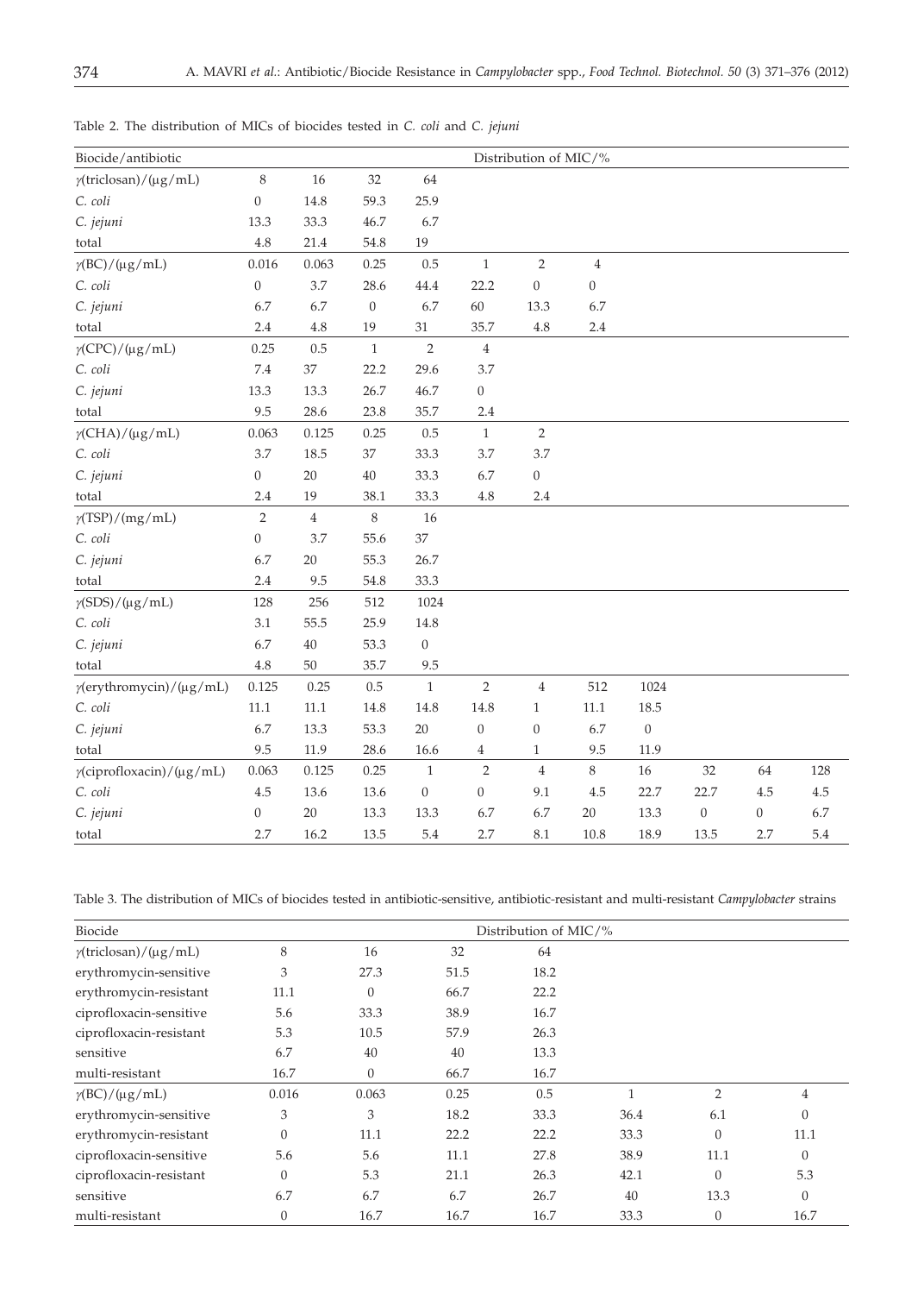Table 2. The distribution of MICs of biocides tested in *C. coli* and *C. jejuni*

| Biocide/antibiotic | Distribution of MIC/% | | | | | | | | | |
|---|---|---|---|---|---|---|---|---|---|---|
| $\gamma$(triclosan)/(μg/mL) | 8 | 16 | 32 | 64 | | | | | | |
| *C. coli* | 0 | 14.8 | 59.3 | 25.9 | | | | | | |
| *C. jejuni* | 13.3 | 33.3 | 46.7 | 6.7 | | | | | | |
| total | 4.8 | 21.4 | 54.8 | 19 | | | | | | |
| $\gamma$(BC)/(μg/mL) | 0.016 | 0.063 | 0.25 | 0.5 | 1 | 2 | 4 | | | |
| *C. coli* | 0 | 3.7 | 28.6 | 44.4 | 22.2 | 0 | 0 | | | |
| *C. jejuni* | 6.7 | 6.7 | 0 | 6.7 | 60 | 13.3 | 6.7 | | | |
| total | 2.4 | 4.8 | 19 | 31 | 35.7 | 4.8 | 2.4 | | | |
| $\gamma$(CPC)/(μg/mL) | 0.25 | 0.5 | 1 | 2 | 4 | | | | | |
| *C. coli* | 7.4 | 37 | 22.2 | 29.6 | 3.7 | | | | | |
| *C. jejuni* | 13.3 | 13.3 | 26.7 | 46.7 | 0 | | | | | |
| total | 9.5 | 28.6 | 23.8 | 35.7 | 2.4 | | | | | |
| $\gamma$(CHA)/(μg/mL) | 0.063 | 0.125 | 0.25 | 0.5 | 1 | 2 | | | | |
| *C. coli* | 3.7 | 18.5 | 37 | 33.3 | 3.7 | 3.7 | | | | |
| *C. jejuni* | 0 | 20 | 40 | 33.3 | 6.7 | 0 | | | | |
| total | 2.4 | 19 | 38.1 | 33.3 | 4.8 | 2.4 | | | | |
| $\gamma$(TSP)/(mg/mL) | 2 | 4 | 8 | 16 | | | | | | |
| *C. coli* | 0 | 3.7 | 55.6 | 37 | | | | | | |
| *C. jejuni* | 6.7 | 20 | 55.3 | 26.7 | | | | | | |
| total | 2.4 | 9.5 | 54.8 | 33.3 | | | | | | |
| $\gamma$(SDS)/(μg/mL) | 128 | 256 | 512 | 1024 | | | | | | |
| *C. coli* | 3.1 | 55.5 | 25.9 | 14.8 | | | | | | |
| *C. jejuni* | 6.7 | 40 | 53.3 | 0 | | | | | | |
| total | 4.8 | 50 | 35.7 | 9.5 | | | | | | |
| $\gamma$(erythromycin)/(μg/mL) | 0.125 | 0.25 | 0.5 | 1 | 2 | 4 | 512 | 1024 | | |
| *C. coli* | 11.1 | 11.1 | 14.8 | 14.8 | 14.8 | 1 | 11.1 | 18.5 | | |
| *C. jejuni* | 6.7 | 13.3 | 53.3 | 20 | 0 | 0 | 6.7 | 0 | | |
| total | 9.5 | 11.9 | 28.6 | 16.6 | 4 | 1 | 9.5 | 11.9 | | |
| $\gamma$(ciprofloxacin)/(μg/mL) | 0.063 | 0.125 | 0.25 | 1 | 2 | 4 | 8 | 16 | 32 | 64 | 128 |
| *C. coli* | 4.5 | 13.6 | 13.6 | 0 | 0 | 9.1 | 4.5 | 22.7 | 22.7 | 4.5 | 4.5 |
| *C. jejuni* | 0 | 20 | 13.3 | 13.3 | 6.7 | 6.7 | 20 | 13.3 | 0 | 0 | 6.7 |
| total | 2.7 | 16.2 | 13.5 | 5.4 | 2.7 | 8.1 | 10.8 | 18.9 | 13.5 | 2.7 | 5.4 |

Table 3. The distribution of MICs of biocides tested in antibiotic-sensitive, antibiotic-resistant and multi-resistant *Campylobacter* strains

| Biocide | Distribution of MIC/% | | | | | | |
|---|---|---|---|---|---|---|---|
| $\gamma$(triclosan)/(μg/mL) | 8 | 16 | 32 | 64 | | | |
| erythromycin-sensitive | 3 | 27.3 | 51.5 | 18.2 | | | |
| erythromycin-resistant | 11.1 | 0 | 66.7 | 22.2 | | | |
| ciprofloxacin-sensitive | 5.6 | 33.3 | 38.9 | 16.7 | | | |
| ciprofloxacin-resistant | 5.3 | 10.5 | 57.9 | 26.3 | | | |
| sensitive | 6.7 | 40 | 40 | 13.3 | | | |
| multi-resistant | 16.7 | 0 | 66.7 | 16.7 | | | |
| $\gamma$(BC)/(μg/mL) | 0.016 | 0.063 | 0.25 | 0.5 | 1 | 2 | 4 |
| erythromycin-sensitive | 3 | 3 | 18.2 | 33.3 | 36.4 | 6.1 | 0 |
| erythromycin-resistant | 0 | 11.1 | 22.2 | 22.2 | 33.3 | 0 | 11.1 |
| ciprofloxacin-sensitive | 5.6 | 5.6 | 11.1 | 27.8 | 38.9 | 11.1 | 0 |
| ciprofloxacin-resistant | 0 | 5.3 | 21.1 | 26.3 | 42.1 | 0 | 5.3 |
| sensitive | 6.7 | 6.7 | 6.7 | 26.7 | 40 | 13.3 | 0 |
| multi-resistant | 0 | 16.7 | 16.7 | 16.7 | 33.3 | 0 | 16.7 |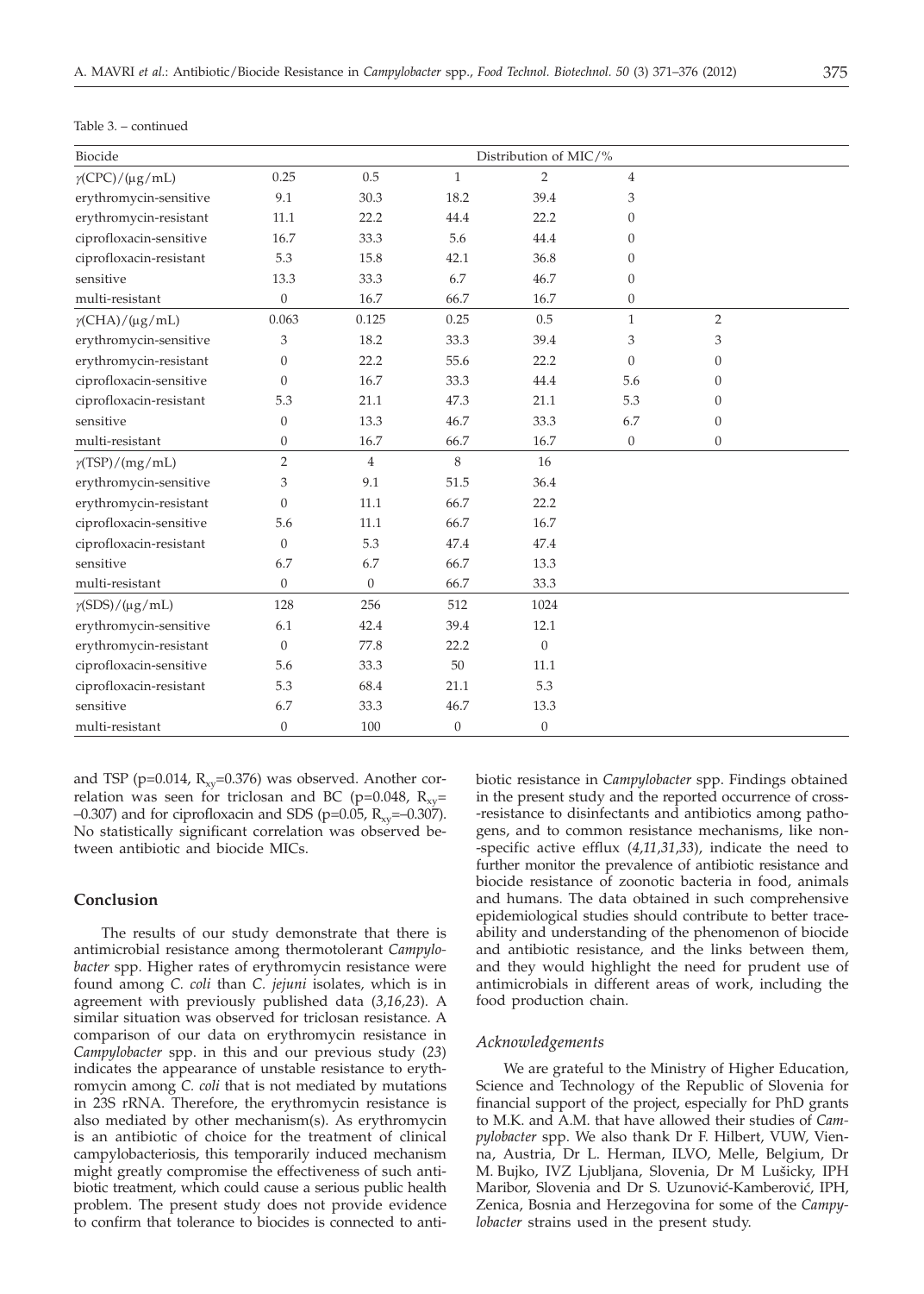Table 3. – continued

| Biocide | Distribution of MIC/% | | | | | |
|---|---|---|---|---|---|---|
| $\gamma$(CPC)/(μg/mL) | 0.25 | 0.5 | 1 | 2 | 4 | |
| erythromycin-sensitive | 9.1 | 30.3 | 18.2 | 39.4 | 3 | |
| erythromycin-resistant | 11.1 | 22.2 | 44.4 | 22.2 | 0 | |
| ciprofloxacin-sensitive | 16.7 | 33.3 | 5.6 | 44.4 | 0 | |
| ciprofloxacin-resistant | 5.3 | 15.8 | 42.1 | 36.8 | 0 | |
| sensitive | 13.3 | 33.3 | 6.7 | 46.7 | 0 | |
| multi-resistant | 0 | 16.7 | 66.7 | 16.7 | 0 | |
| $\gamma$(CHA)/(μg/mL) | 0.063 | 0.125 | 0.25 | 0.5 | 1 | 2 |
| erythromycin-sensitive | 3 | 18.2 | 33.3 | 39.4 | 3 | 3 |
| erythromycin-resistant | 0 | 22.2 | 55.6 | 22.2 | 0 | 0 |
| ciprofloxacin-sensitive | 0 | 16.7 | 33.3 | 44.4 | 5.6 | 0 |
| ciprofloxacin-resistant | 5.3 | 21.1 | 47.3 | 21.1 | 5.3 | 0 |
| sensitive | 0 | 13.3 | 46.7 | 33.3 | 6.7 | 0 |
| multi-resistant | 0 | 16.7 | 66.7 | 16.7 | 0 | 0 |
| $\gamma$(TSP)/(mg/mL) | 2 | 4 | 8 | 16 | | |
| erythromycin-sensitive | 3 | 9.1 | 51.5 | 36.4 | | |
| erythromycin-resistant | 0 | 11.1 | 66.7 | 22.2 | | |
| ciprofloxacin-sensitive | 5.6 | 11.1 | 66.7 | 16.7 | | |
| ciprofloxacin-resistant | 0 | 5.3 | 47.4 | 47.4 | | |
| sensitive | 6.7 | 6.7 | 66.7 | 13.3 | | |
| multi-resistant | 0 | 0 | 66.7 | 33.3 | | |
| $\gamma$(SDS)/(μg/mL) | 128 | 256 | 512 | 1024 | | |
| erythromycin-sensitive | 6.1 | 42.4 | 39.4 | 12.1 | | |
| erythromycin-resistant | 0 | 77.8 | 22.2 | 0 | | |
| ciprofloxacin-sensitive | 5.6 | 33.3 | 50 | 11.1 | | |
| ciprofloxacin-resistant | 5.3 | 68.4 | 21.1 | 5.3 | | |
| sensitive | 6.7 | 33.3 | 46.7 | 13.3 | | |
| multi-resistant | 0 | 100 | 0 | 0 | | |

and TSP ($p=0.014$, $R_{xy}=0.376$) was observed. Another correlation was seen for triclosan and BC ($p=0.048$, $R_{xy}=-0.307$) and for ciprofloxacin and SDS ($p=0.05$, $R_{xy}=-0.307$). No statistically significant correlation was observed between antibiotic and biocide MICs.

## Conclusion

The results of our study demonstrate that there is antimicrobial resistance among thermotolerant *Campylobacter* spp. Higher rates of erythromycin resistance were found among *C. coli* than *C. jejuni* isolates, which is in agreement with previously published data (*3,16,23*). A similar situation was observed for triclosan resistance. A comparison of our data on erythromycin resistance in *Campylobacter* spp. in this and our previous study (*23*) indicates the appearance of unstable resistance to erythromycin among *C. coli* that is not mediated by mutations in 23S rRNA. Therefore, the erythromycin resistance is also mediated by other mechanism(s). As erythromycin is an antibiotic of choice for the treatment of clinical campylobacteriosis, this temporarily induced mechanism might greatly compromise the effectiveness of such antibiotic treatment, which could cause a serious public health problem. The present study does not provide evidence to confirm that tolerance to biocides is connected to antibiotic resistance in *Campylobacter* spp. Findings obtained in the present study and the reported occurrence of cross-resistance to disinfectants and antibiotics among pathogens, and to common resistance mechanisms, like non-specific active efflux (*4,11,31,33*), indicate the need to further monitor the prevalence of antibiotic resistance and biocide resistance of zoonotic bacteria in food, animals and humans. The data obtained in such comprehensive epidemiological studies should contribute to better traceability and understanding of the phenomenon of biocide and antibiotic resistance, and the links between them, and they would highlight the need for prudent use of antimicrobials in different areas of work, including the food production chain.

### *Acknowledgements*

We are grateful to the Ministry of Higher Education, Science and Technology of the Republic of Slovenia for financial support of the project, especially for PhD grants to M.K. and A.M. that have allowed their studies of *Campylobacter* spp. We also thank Dr F. Hilbert, VUW, Vienna, Austria, Dr L. Herman, ILVO, Melle, Belgium, Dr M. Bujko, IVZ Ljubljana, Slovenia, Dr M Lušicky, IPH Maribor, Slovenia and Dr S. Uzunović-Kamberović, IPH, Zenica, Bosnia and Herzegovina for some of the *Campylobacter* strains used in the present study.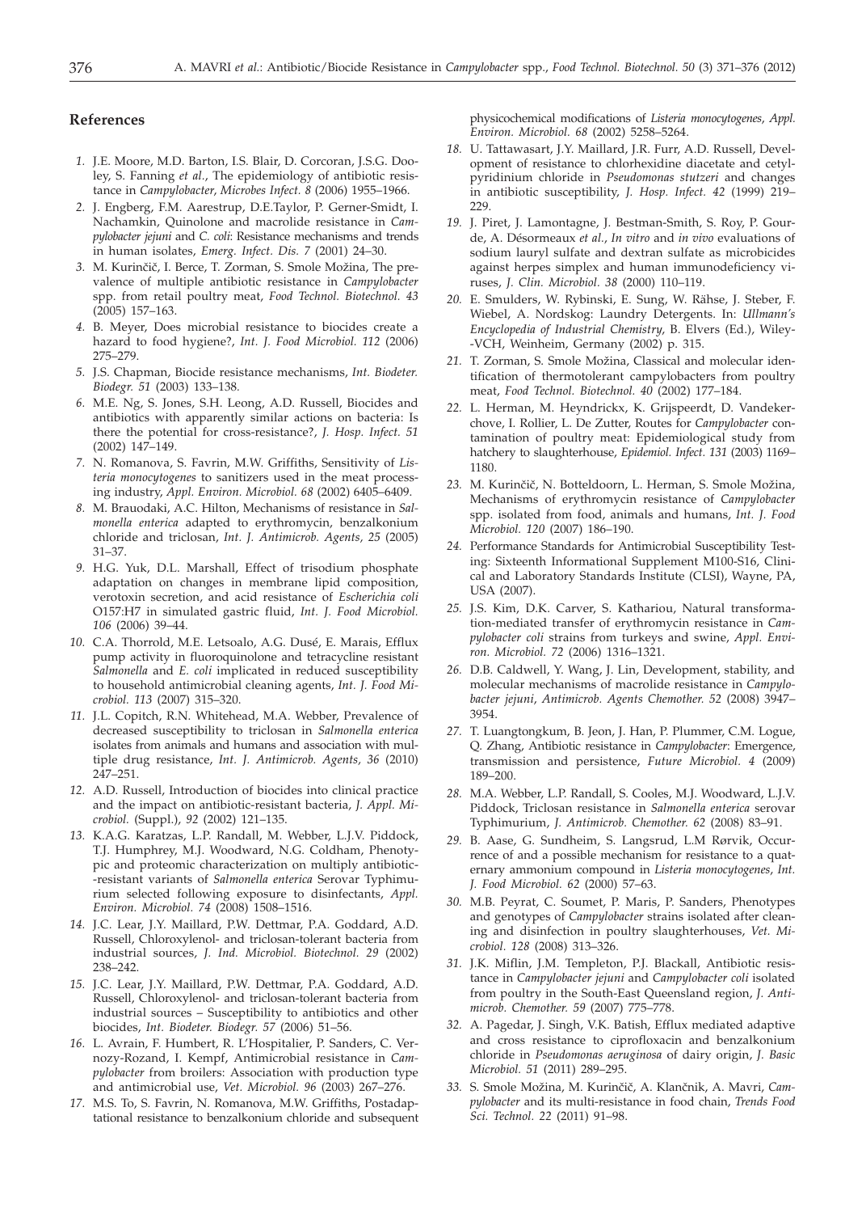## References

1. J.E. Moore, M.D. Barton, I.S. Blair, D. Corcoran, J.S.G. Dooley, S. Fanning *et al.*, The epidemiology of antibiotic resistance in *Campylobacter*, *Microbes Infect. 8* (2006) 1955–1966.
2. J. Engberg, F.M. Aarestrup, D.E.Taylor, P. Gerner-Smidt, I. Nachamkin, Quinolone and macrolide resistance in *Campylobacter jejuni* and *C. coli*: Resistance mechanisms and trends in human isolates, *Emerg. Infect. Dis. 7* (2001) 24–30.
3. M. Kurinčič, I. Berce, T. Zorman, S. Smole Možina, The prevalence of multiple antibiotic resistance in *Campylobacter* spp. from retail poultry meat, *Food Technol. Biotechnol. 43* (2005) 157–163.
4. B. Meyer, Does microbial resistance to biocides create a hazard to food hygiene?, *Int. J. Food Microbiol. 112* (2006) 275–279.
5. J.S. Chapman, Biocide resistance mechanisms, *Int. Biodeter. Biodegr. 51* (2003) 133–138.
6. M.E. Ng, S. Jones, S.H. Leong, A.D. Russell, Biocides and antibiotics with apparently similar actions on bacteria: Is there the potential for cross-resistance?, *J. Hosp. Infect. 51* (2002) 147–149.
7. N. Romanova, S. Favrin, M.W. Griffiths, Sensitivity of *Listeria monocytogenes* to sanitizers used in the meat processing industry, *Appl. Environ. Microbiol. 68* (2002) 6405–6409.
8. M. Brauodaki, A.C. Hilton, Mechanisms of resistance in *Salmonella enterica* adapted to erythromycin, benzalkonium chloride and triclosan, *Int. J. Antimicrob. Agents, 25* (2005) 31–37.
9. H.G. Yuk, D.L. Marshall, Effect of trisodium phosphate adaptation on changes in membrane lipid composition, verotoxin secretion, and acid resistance of *Escherichia coli* O157:H7 in simulated gastric fluid, *Int. J. Food Microbiol. 106* (2006) 39–44.
10. C.A. Thorrold, M.E. Letsoalo, A.G. Dusé, E. Marais, Efflux pump activity in fluoroquinolone and tetracycline resistant *Salmonella* and *E. coli* implicated in reduced susceptibility to household antimicrobial cleaning agents, *Int. J. Food Microbiol. 113* (2007) 315–320.
11. J.L. Copitch, R.N. Whitehead, M.A. Webber, Prevalence of decreased susceptibility to triclosan in *Salmonella enterica* isolates from animals and humans and association with multiple drug resistance, *Int. J. Antimicrob. Agents, 36* (2010) 247–251.
12. A.D. Russell, Introduction of biocides into clinical practice and the impact on antibiotic-resistant bacteria, *J. Appl. Microbiol.* (Suppl.), *92* (2002) 121–135.
13. K.A.G. Karatzas, L.P. Randall, M. Webber, L.J.V. Piddock, T.J. Humphrey, M.J. Woodward, N.G. Coldham, Phenotypic and proteomic characterization on multiply antibiotic-resistant variants of *Salmonella enterica* Serovar Typhimurium selected following exposure to disinfectants, *Appl. Environ. Microbiol. 74* (2008) 1508–1516.
14. J.C. Lear, J.Y. Maillard, P.W. Dettmar, P.A. Goddard, A.D. Russell, Chloroxylenol- and triclosan-tolerant bacteria from industrial sources, *J. Ind. Microbiol. Biotechnol. 29* (2002) 238–242.
15. J.C. Lear, J.Y. Maillard, P.W. Dettmar, P.A. Goddard, A.D. Russell, Chloroxylenol- and triclosan-tolerant bacteria from industrial sources – Susceptibility to antibiotics and other biocides, *Int. Biodeter. Biodegr. 57* (2006) 51–56.
16. L. Avrain, F. Humbert, R. L'Hospitalier, P. Sanders, C. Vernozy-Rozand, I. Kempf, Antimicrobial resistance in *Campylobacter* from broilers: Association with production type and antimicrobial use, *Vet. Microbiol. 96* (2003) 267–276.
17. M.S. To, S. Favrin, N. Romanova, M.W. Griffiths, Postadaptational resistance to benzalkonium chloride and subsequent physicochemical modifications of *Listeria monocytogenes*, *Appl. Environ. Microbiol. 68* (2002) 5258–5264.
18. U. Tattawasart, J.Y. Maillard, J.R. Furr, A.D. Russell, Development of resistance to chlorhexidine diacetate and cetylpyridinium chloride in *Pseudomonas stutzeri* and changes in antibiotic susceptibility, *J. Hosp. Infect. 42* (1999) 219–229.
19. J. Piret, J. Lamontagne, J. Bestman-Smith, S. Roy, P. Gourde, A. Désormeaux *et al.*, *In vitro* and *in vivo* evaluations of sodium lauryl sulfate and dextran sulfate as microbicides against herpes simplex and human immunodeficiency viruses, *J. Clin. Microbiol. 38* (2000) 110–119.
20. E. Smulders, W. Rybinski, E. Sung, W. Rähse, J. Steber, F. Wiebel, A. Nordskog: Laundry Detergents. In: *Ullmann's Encyclopedia of Industrial Chemistry*, B. Elvers (Ed.), Wiley-VCH, Weinheim, Germany (2002) p. 315.
21. T. Zorman, S. Smole Možina, Classical and molecular identification of thermotolerant campylobacters from poultry meat, *Food Technol. Biotechnol. 40* (2002) 177–184.
22. L. Herman, M. Heyndrickx, K. Grijspeerdt, D. Vandekerchove, I. Rollier, L. De Zutter, Routes for *Campylobacter* contamination of poultry meat: Epidemiological study from hatchery to slaughterhouse, *Epidemiol. Infect. 131* (2003) 1169–1180.
23. M. Kurinčič, N. Botteldoorn, L. Herman, S. Smole Možina, Mechanisms of erythromycin resistance of *Campylobacter* spp. isolated from food, animals and humans, *Int. J. Food Microbiol. 120* (2007) 186–190.
24. Performance Standards for Antimicrobial Susceptibility Testing: Sixteenth Informational Supplement M100-S16, Clinical and Laboratory Standards Institute (CLSI), Wayne, PA, USA (2007).
25. J.S. Kim, D.K. Carver, S. Kathariou, Natural transformation-mediated transfer of erythromycin resistance in *Campylobacter coli* strains from turkeys and swine, *Appl. Environ. Microbiol. 72* (2006) 1316–1321.
26. D.B. Caldwell, Y. Wang, J. Lin, Development, stability, and molecular mechanisms of macrolide resistance in *Campylobacter jejuni*, *Antimicrob. Agents Chemother. 52* (2008) 3947–3954.
27. T. Luangtongkum, B. Jeon, J. Han, P. Plummer, C.M. Logue, Q. Zhang, Antibiotic resistance in *Campylobacter*: Emergence, transmission and persistence, *Future Microbiol. 4* (2009) 189–200.
28. M.A. Webber, L.P. Randall, S. Cooles, M.J. Woodward, L.J.V. Piddock, Triclosan resistance in *Salmonella enterica* serovar Typhimurium, *J. Antimicrob. Chemother. 62* (2008) 83–91.
29. B. Aase, G. Sundheim, S. Langsrud, L.M Rørvik, Occurrence of and a possible mechanism for resistance to a quaternary ammonium compound in *Listeria monocytogenes*, *Int. J. Food Microbiol. 62* (2000) 57–63.
30. M.B. Peyrat, C. Soumet, P. Maris, P. Sanders, Phenotypes and genotypes of *Campylobacter* strains isolated after cleaning and disinfection in poultry slaughterhouses, *Vet. Microbiol. 128* (2008) 313–326.
31. J.K. Miflin, J.M. Templeton, P.J. Blackall, Antibiotic resistance in *Campylobacter jejuni* and *Campylobacter coli* isolated from poultry in the South-East Queensland region, *J. Antimicrob. Chemother. 59* (2007) 775–778.
32. A. Pagedar, J. Singh, V.K. Batish, Efflux mediated adaptive and cross resistance to ciprofloxacin and benzalkonium chloride in *Pseudomonas aeruginosa* of dairy origin, *J. Basic Microbiol. 51* (2011) 289–295.
33. S. Smole Možina, M. Kurinčič, A. Klančnik, A. Mavri, *Campylobacter* and its multi-resistance in food chain, *Trends Food Sci. Technol. 22* (2011) 91–98.